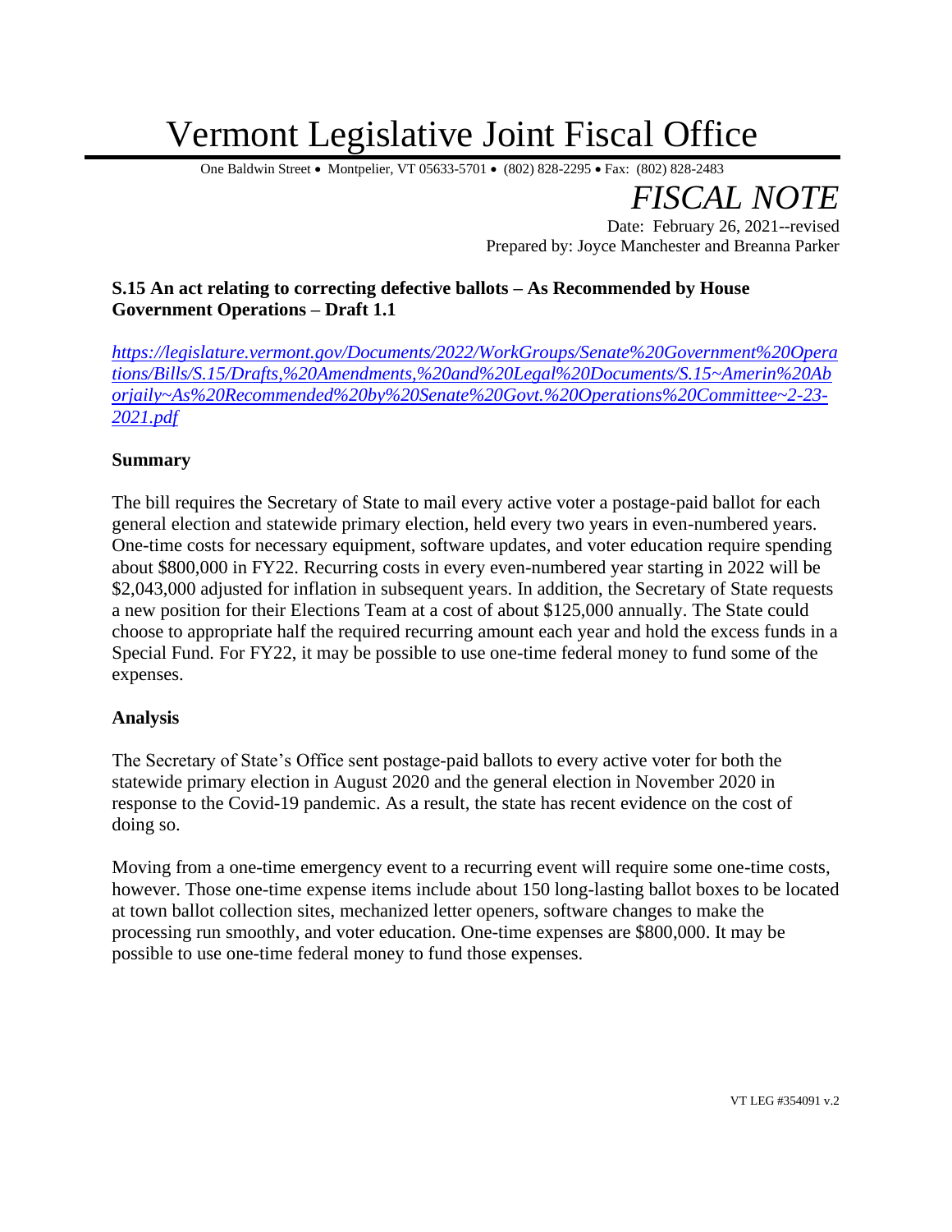# Vermont Legislative Joint Fiscal Office

One Baldwin Street • Montpelier, VT 05633-5701 • (802) 828-2295 • Fax: (802) 828-2483

## *FISCAL NOTE*

Date: February 26, 2021--revised
Prepared by: Joyce Manchester and Breanna Parker

**S.15 An act relating to correcting defective ballots – As Recommended by House Government Operations – Draft 1.1**

*https://legislature.vermont.gov/Documents/2022/WorkGroups/Senate%20Government%20Operations/Bills/S.15/Drafts,%20Amendments,%20and%20Legal%20Documents/S.15~Amerin%20Aborjaily~As%20Recommended%20by%20Senate%20Govt.%20Operations%20Committee~2-23-2021.pdf*

### Summary

The bill requires the Secretary of State to mail every active voter a postage-paid ballot for each general election and statewide primary election, held every two years in even-numbered years. One-time costs for necessary equipment, software updates, and voter education require spending about $800,000 in FY22. Recurring costs in every even-numbered year starting in 2022 will be $2,043,000 adjusted for inflation in subsequent years. In addition, the Secretary of State requests a new position for their Elections Team at a cost of about $125,000 annually. The State could choose to appropriate half the required recurring amount each year and hold the excess funds in a Special Fund. For FY22, it may be possible to use one-time federal money to fund some of the expenses.

### Analysis

The Secretary of State's Office sent postage-paid ballots to every active voter for both the statewide primary election in August 2020 and the general election in November 2020 in response to the Covid-19 pandemic. As a result, the state has recent evidence on the cost of doing so.

Moving from a one-time emergency event to a recurring event will require some one-time costs, however. Those one-time expense items include about 150 long-lasting ballot boxes to be located at town ballot collection sites, mechanized letter openers, software changes to make the processing run smoothly, and voter education. One-time expenses are $800,000. It may be possible to use one-time federal money to fund those expenses.

VT LEG #354091 v.2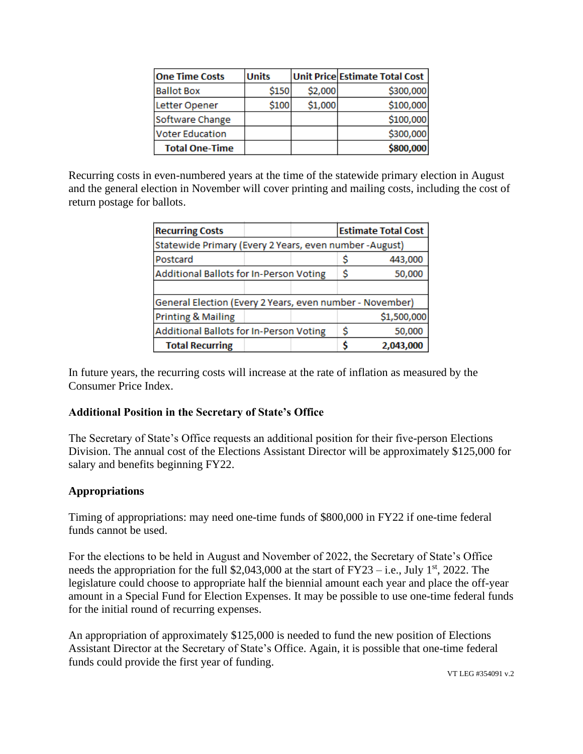| One Time Costs | Units | Unit Price | Estimate Total Cost |
|---|---|---|---|
| Ballot Box | $150 | $2,000 | $300,000 |
| Letter Opener | $100 | $1,000 | $100,000 |
| Software Change | | | $100,000 |
| Voter Education | | | $300,000 |
| **Total One-Time** | | | **$800,000** |

Recurring costs in even-numbered years at the time of the statewide primary election in August and the general election in November will cover printing and mailing costs, including the cost of return postage for ballots.

| Recurring Costs | Estimate Total Cost |
|---|---|
| Statewide Primary (Every 2 Years, even number -August) | |
| Postcard | $ 443,000 |
| Additional Ballots for In-Person Voting | $ 50,000 |
| | |
| General Election (Every 2 Years, even number - November) | |
| Printing & Mailing | $1,500,000 |
| Additional Ballots for In-Person Voting | $ 50,000 |
| **Total Recurring** | **$ 2,043,000** |

In future years, the recurring costs will increase at the rate of inflation as measured by the Consumer Price Index.

### Additional Position in the Secretary of State's Office

The Secretary of State's Office requests an additional position for their five-person Elections Division. The annual cost of the Elections Assistant Director will be approximately $125,000 for salary and benefits beginning FY22.

### Appropriations

Timing of appropriations: may need one-time funds of $800,000 in FY22 if one-time federal funds cannot be used.

For the elections to be held in August and November of 2022, the Secretary of State's Office needs the appropriation for the full $2,043,000 at the start of FY23 – i.e., July 1st, 2022. The legislature could choose to appropriate half the biennial amount each year and place the off-year amount in a Special Fund for Election Expenses. It may be possible to use one-time federal funds for the initial round of recurring expenses.

An appropriation of approximately $125,000 is needed to fund the new position of Elections Assistant Director at the Secretary of State's Office. Again, it is possible that one-time federal funds could provide the first year of funding.

VT LEG #354091 v.2